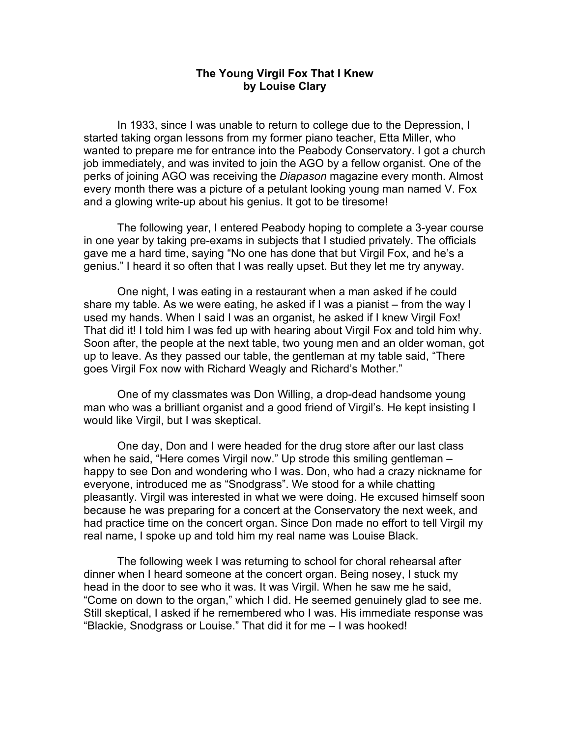# The Young Virgil Fox That I Knew
## by Louise Clary

In 1933, since I was unable to return to college due to the Depression, I started taking organ lessons from my former piano teacher, Etta Miller, who wanted to prepare me for entrance into the Peabody Conservatory. I got a church job immediately, and was invited to join the AGO by a fellow organist. One of the perks of joining AGO was receiving the *Diapason* magazine every month. Almost every month there was a picture of a petulant looking young man named V. Fox and a glowing write-up about his genius. It got to be tiresome!

The following year, I entered Peabody hoping to complete a 3-year course in one year by taking pre-exams in subjects that I studied privately. The officials gave me a hard time, saying "No one has done that but Virgil Fox, and he's a genius." I heard it so often that I was really upset. But they let me try anyway.

One night, I was eating in a restaurant when a man asked if he could share my table. As we were eating, he asked if I was a pianist – from the way I used my hands. When I said I was an organist, he asked if I knew Virgil Fox! That did it! I told him I was fed up with hearing about Virgil Fox and told him why. Soon after, the people at the next table, two young men and an older woman, got up to leave. As they passed our table, the gentleman at my table said, "There goes Virgil Fox now with Richard Weagly and Richard's Mother."

One of my classmates was Don Willing, a drop-dead handsome young man who was a brilliant organist and a good friend of Virgil's. He kept insisting I would like Virgil, but I was skeptical.

One day, Don and I were headed for the drug store after our last class when he said, "Here comes Virgil now." Up strode this smiling gentleman – happy to see Don and wondering who I was. Don, who had a crazy nickname for everyone, introduced me as "Snodgrass". We stood for a while chatting pleasantly. Virgil was interested in what we were doing. He excused himself soon because he was preparing for a concert at the Conservatory the next week, and had practice time on the concert organ. Since Don made no effort to tell Virgil my real name, I spoke up and told him my real name was Louise Black.

The following week I was returning to school for choral rehearsal after dinner when I heard someone at the concert organ. Being nosey, I stuck my head in the door to see who it was. It was Virgil. When he saw me he said, "Come on down to the organ," which I did. He seemed genuinely glad to see me. Still skeptical, I asked if he remembered who I was. His immediate response was "Blackie, Snodgrass or Louise." That did it for me – I was hooked!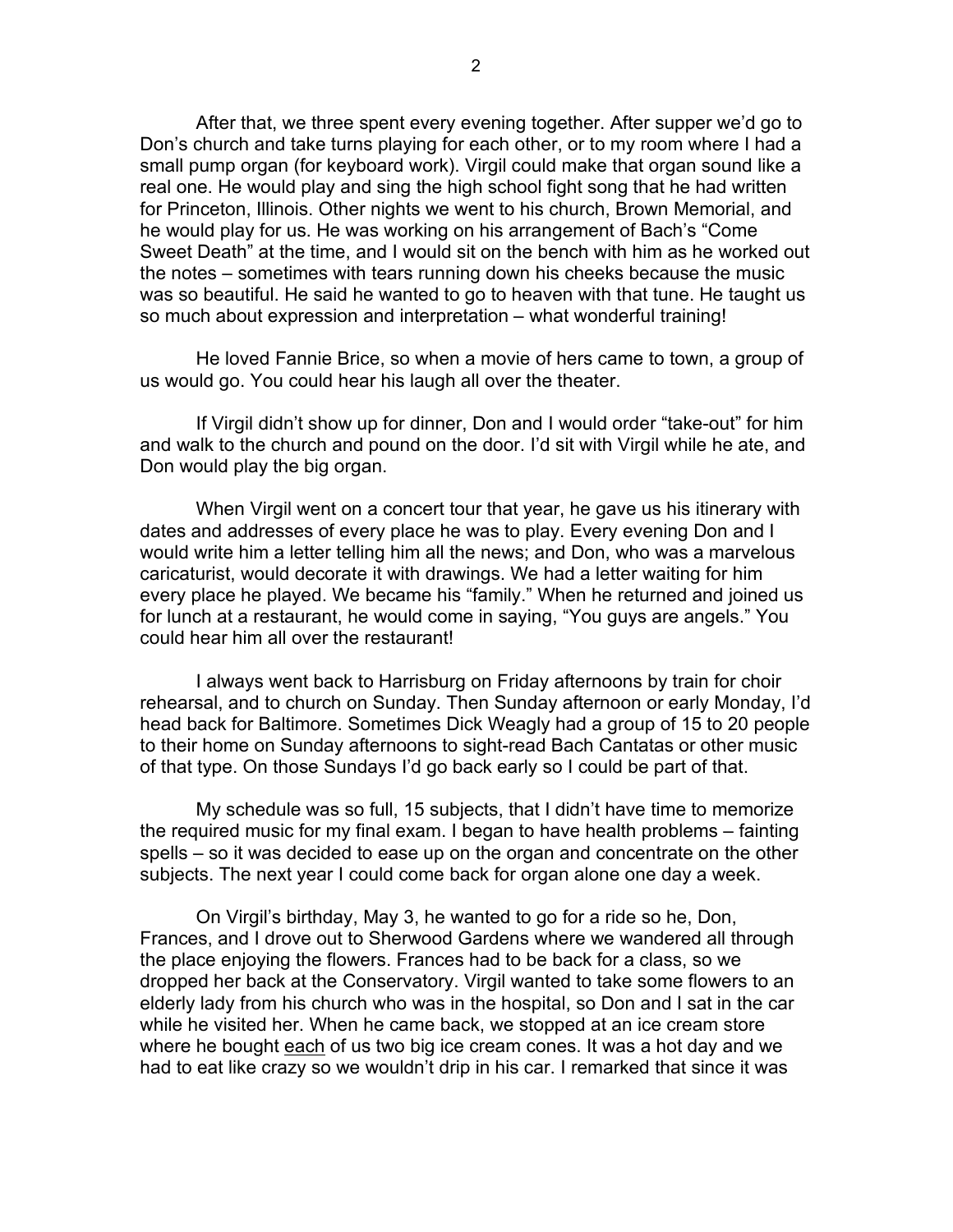After that, we three spent every evening together. After supper we'd go to Don's church and take turns playing for each other, or to my room where I had a small pump organ (for keyboard work). Virgil could make that organ sound like a real one. He would play and sing the high school fight song that he had written for Princeton, Illinois. Other nights we went to his church, Brown Memorial, and he would play for us. He was working on his arrangement of Bach's "Come Sweet Death" at the time, and I would sit on the bench with him as he worked out the notes – sometimes with tears running down his cheeks because the music was so beautiful. He said he wanted to go to heaven with that tune. He taught us so much about expression and interpretation – what wonderful training!

He loved Fannie Brice, so when a movie of hers came to town, a group of us would go. You could hear his laugh all over the theater.

If Virgil didn't show up for dinner, Don and I would order "take-out" for him and walk to the church and pound on the door. I'd sit with Virgil while he ate, and Don would play the big organ.

When Virgil went on a concert tour that year, he gave us his itinerary with dates and addresses of every place he was to play. Every evening Don and I would write him a letter telling him all the news; and Don, who was a marvelous caricaturist, would decorate it with drawings. We had a letter waiting for him every place he played. We became his "family." When he returned and joined us for lunch at a restaurant, he would come in saying, "You guys are angels." You could hear him all over the restaurant!

I always went back to Harrisburg on Friday afternoons by train for choir rehearsal, and to church on Sunday. Then Sunday afternoon or early Monday, I'd head back for Baltimore. Sometimes Dick Weagly had a group of 15 to 20 people to their home on Sunday afternoons to sight-read Bach Cantatas or other music of that type. On those Sundays I'd go back early so I could be part of that.

My schedule was so full, 15 subjects, that I didn't have time to memorize the required music for my final exam. I began to have health problems – fainting spells – so it was decided to ease up on the organ and concentrate on the other subjects. The next year I could come back for organ alone one day a week.

On Virgil's birthday, May 3, he wanted to go for a ride so he, Don, Frances, and I drove out to Sherwood Gardens where we wandered all through the place enjoying the flowers. Frances had to be back for a class, so we dropped her back at the Conservatory. Virgil wanted to take some flowers to an elderly lady from his church who was in the hospital, so Don and I sat in the car while he visited her. When he came back, we stopped at an ice cream store where he bought <u>each</u> of us two big ice cream cones. It was a hot day and we had to eat like crazy so we wouldn't drip in his car. I remarked that since it was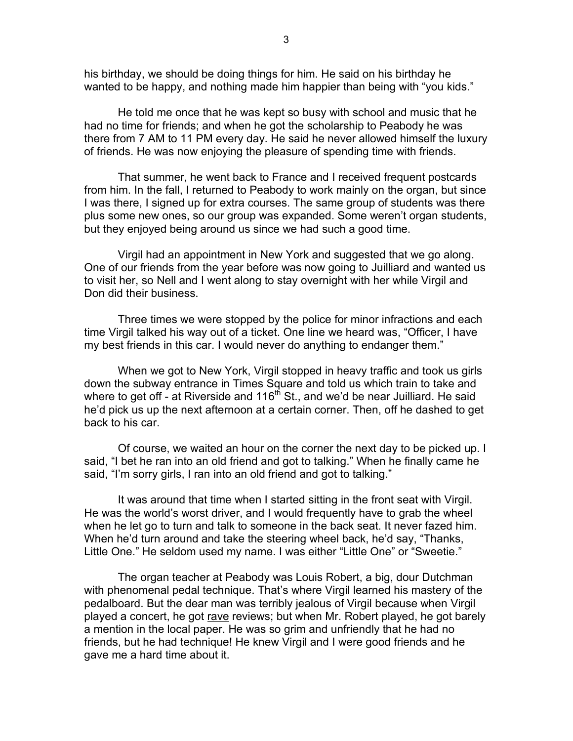his birthday, we should be doing things for him. He said on his birthday he wanted to be happy, and nothing made him happier than being with "you kids."

He told me once that he was kept so busy with school and music that he had no time for friends; and when he got the scholarship to Peabody he was there from 7 AM to 11 PM every day. He said he never allowed himself the luxury of friends. He was now enjoying the pleasure of spending time with friends.

That summer, he went back to France and I received frequent postcards from him. In the fall, I returned to Peabody to work mainly on the organ, but since I was there, I signed up for extra courses. The same group of students was there plus some new ones, so our group was expanded. Some weren't organ students, but they enjoyed being around us since we had such a good time.

Virgil had an appointment in New York and suggested that we go along. One of our friends from the year before was now going to Juilliard and wanted us to visit her, so Nell and I went along to stay overnight with her while Virgil and Don did their business.

Three times we were stopped by the police for minor infractions and each time Virgil talked his way out of a ticket. One line we heard was, "Officer, I have my best friends in this car. I would never do anything to endanger them."

When we got to New York, Virgil stopped in heavy traffic and took us girls down the subway entrance in Times Square and told us which train to take and where to get off - at Riverside and 116th St., and we'd be near Juilliard. He said he'd pick us up the next afternoon at a certain corner. Then, off he dashed to get back to his car.

Of course, we waited an hour on the corner the next day to be picked up. I said, "I bet he ran into an old friend and got to talking." When he finally came he said, "I'm sorry girls, I ran into an old friend and got to talking."

It was around that time when I started sitting in the front seat with Virgil. He was the world's worst driver, and I would frequently have to grab the wheel when he let go to turn and talk to someone in the back seat. It never fazed him. When he'd turn around and take the steering wheel back, he'd say, "Thanks, Little One." He seldom used my name. I was either "Little One" or "Sweetie."

The organ teacher at Peabody was Louis Robert, a big, dour Dutchman with phenomenal pedal technique. That's where Virgil learned his mastery of the pedalboard. But the dear man was terribly jealous of Virgil because when Virgil played a concert, he got <u>rave</u> reviews; but when Mr. Robert played, he got barely a mention in the local paper. He was so grim and unfriendly that he had no friends, but he had technique! He knew Virgil and I were good friends and he gave me a hard time about it.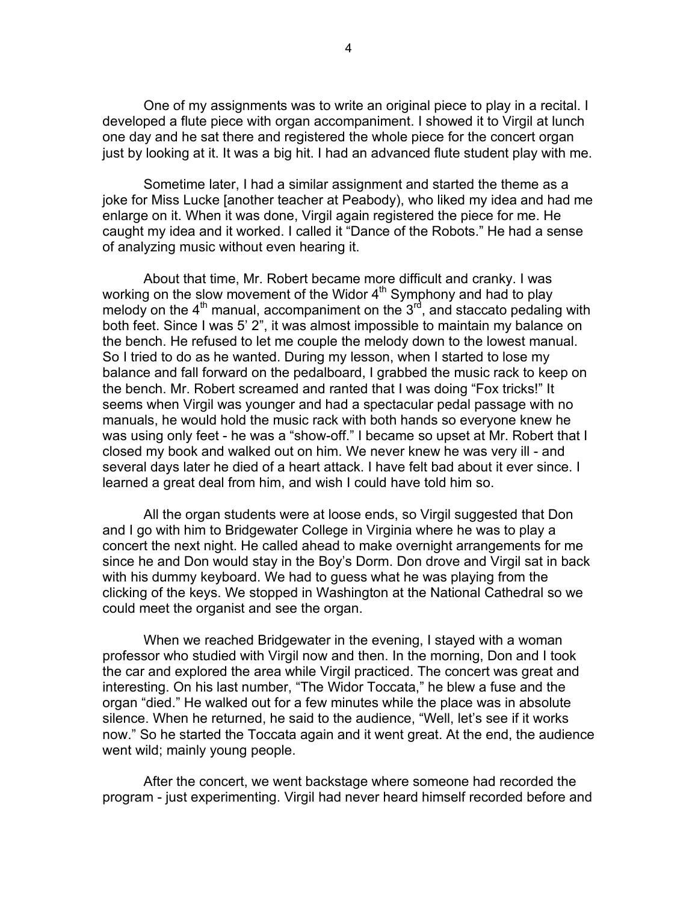One of my assignments was to write an original piece to play in a recital. I developed a flute piece with organ accompaniment. I showed it to Virgil at lunch one day and he sat there and registered the whole piece for the concert organ just by looking at it. It was a big hit. I had an advanced flute student play with me.

Sometime later, I had a similar assignment and started the theme as a joke for Miss Lucke [another teacher at Peabody), who liked my idea and had me enlarge on it. When it was done, Virgil again registered the piece for me. He caught my idea and it worked. I called it "Dance of the Robots." He had a sense of analyzing music without even hearing it.

About that time, Mr. Robert became more difficult and cranky. I was working on the slow movement of the Widor 4th Symphony and had to play melody on the 4th manual, accompaniment on the 3rd, and staccato pedaling with both feet. Since I was 5' 2", it was almost impossible to maintain my balance on the bench. He refused to let me couple the melody down to the lowest manual. So I tried to do as he wanted. During my lesson, when I started to lose my balance and fall forward on the pedalboard, I grabbed the music rack to keep on the bench. Mr. Robert screamed and ranted that I was doing "Fox tricks!" It seems when Virgil was younger and had a spectacular pedal passage with no manuals, he would hold the music rack with both hands so everyone knew he was using only feet - he was a "show-off." I became so upset at Mr. Robert that I closed my book and walked out on him. We never knew he was very ill - and several days later he died of a heart attack. I have felt bad about it ever since. I learned a great deal from him, and wish I could have told him so.

All the organ students were at loose ends, so Virgil suggested that Don and I go with him to Bridgewater College in Virginia where he was to play a concert the next night. He called ahead to make overnight arrangements for me since he and Don would stay in the Boy's Dorm. Don drove and Virgil sat in back with his dummy keyboard. We had to guess what he was playing from the clicking of the keys. We stopped in Washington at the National Cathedral so we could meet the organist and see the organ.

When we reached Bridgewater in the evening, I stayed with a woman professor who studied with Virgil now and then. In the morning, Don and I took the car and explored the area while Virgil practiced. The concert was great and interesting. On his last number, "The Widor Toccata," he blew a fuse and the organ "died." He walked out for a few minutes while the place was in absolute silence. When he returned, he said to the audience, "Well, let's see if it works now." So he started the Toccata again and it went great. At the end, the audience went wild; mainly young people.

After the concert, we went backstage where someone had recorded the program - just experimenting. Virgil had never heard himself recorded before and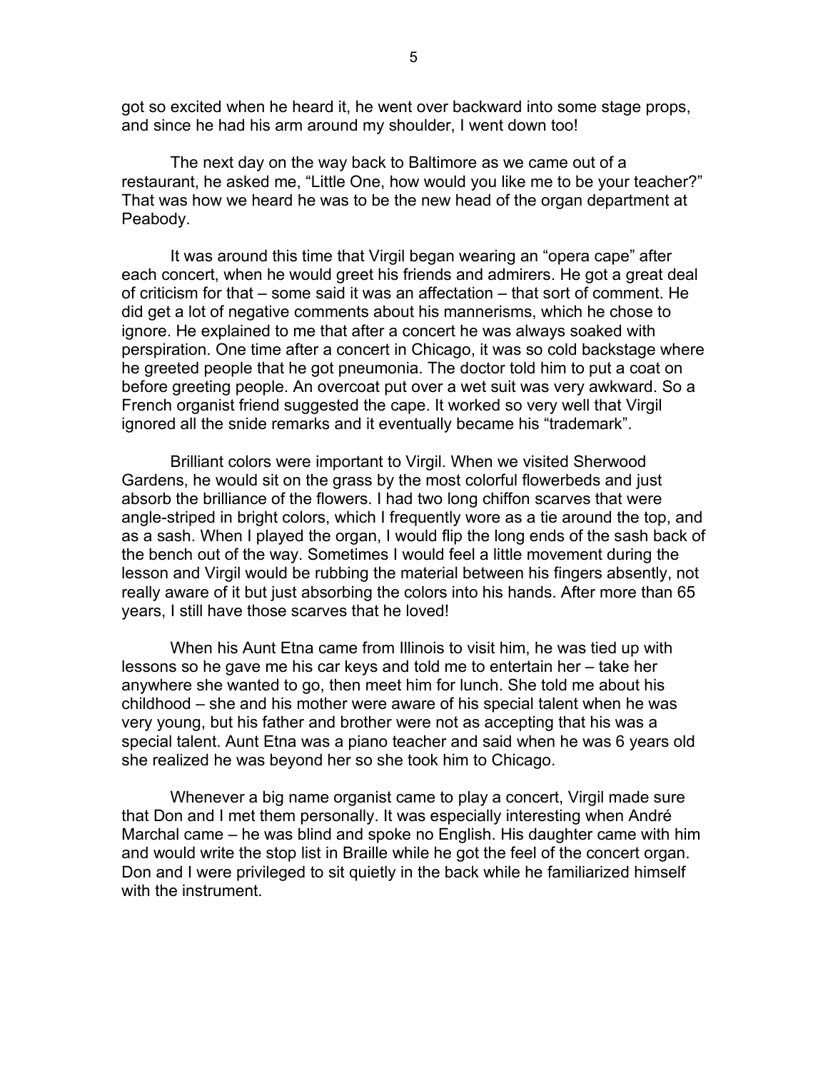got so excited when he heard it, he went over backward into some stage props, and since he had his arm around my shoulder, I went down too!

The next day on the way back to Baltimore as we came out of a restaurant, he asked me, "Little One, how would you like me to be your teacher?" That was how we heard he was to be the new head of the organ department at Peabody.

It was around this time that Virgil began wearing an "opera cape" after each concert, when he would greet his friends and admirers. He got a great deal of criticism for that – some said it was an affectation – that sort of comment. He did get a lot of negative comments about his mannerisms, which he chose to ignore. He explained to me that after a concert he was always soaked with perspiration. One time after a concert in Chicago, it was so cold backstage where he greeted people that he got pneumonia. The doctor told him to put a coat on before greeting people. An overcoat put over a wet suit was very awkward. So a French organist friend suggested the cape. It worked so very well that Virgil ignored all the snide remarks and it eventually became his "trademark".

Brilliant colors were important to Virgil. When we visited Sherwood Gardens, he would sit on the grass by the most colorful flowerbeds and just absorb the brilliance of the flowers. I had two long chiffon scarves that were angle-striped in bright colors, which I frequently wore as a tie around the top, and as a sash. When I played the organ, I would flip the long ends of the sash back of the bench out of the way. Sometimes I would feel a little movement during the lesson and Virgil would be rubbing the material between his fingers absently, not really aware of it but just absorbing the colors into his hands. After more than 65 years, I still have those scarves that he loved!

When his Aunt Etna came from Illinois to visit him, he was tied up with lessons so he gave me his car keys and told me to entertain her – take her anywhere she wanted to go, then meet him for lunch. She told me about his childhood – she and his mother were aware of his special talent when he was very young, but his father and brother were not as accepting that his was a special talent. Aunt Etna was a piano teacher and said when he was 6 years old she realized he was beyond her so she took him to Chicago.

Whenever a big name organist came to play a concert, Virgil made sure that Don and I met them personally. It was especially interesting when André Marchal came – he was blind and spoke no English. His daughter came with him and would write the stop list in Braille while he got the feel of the concert organ. Don and I were privileged to sit quietly in the back while he familiarized himself with the instrument.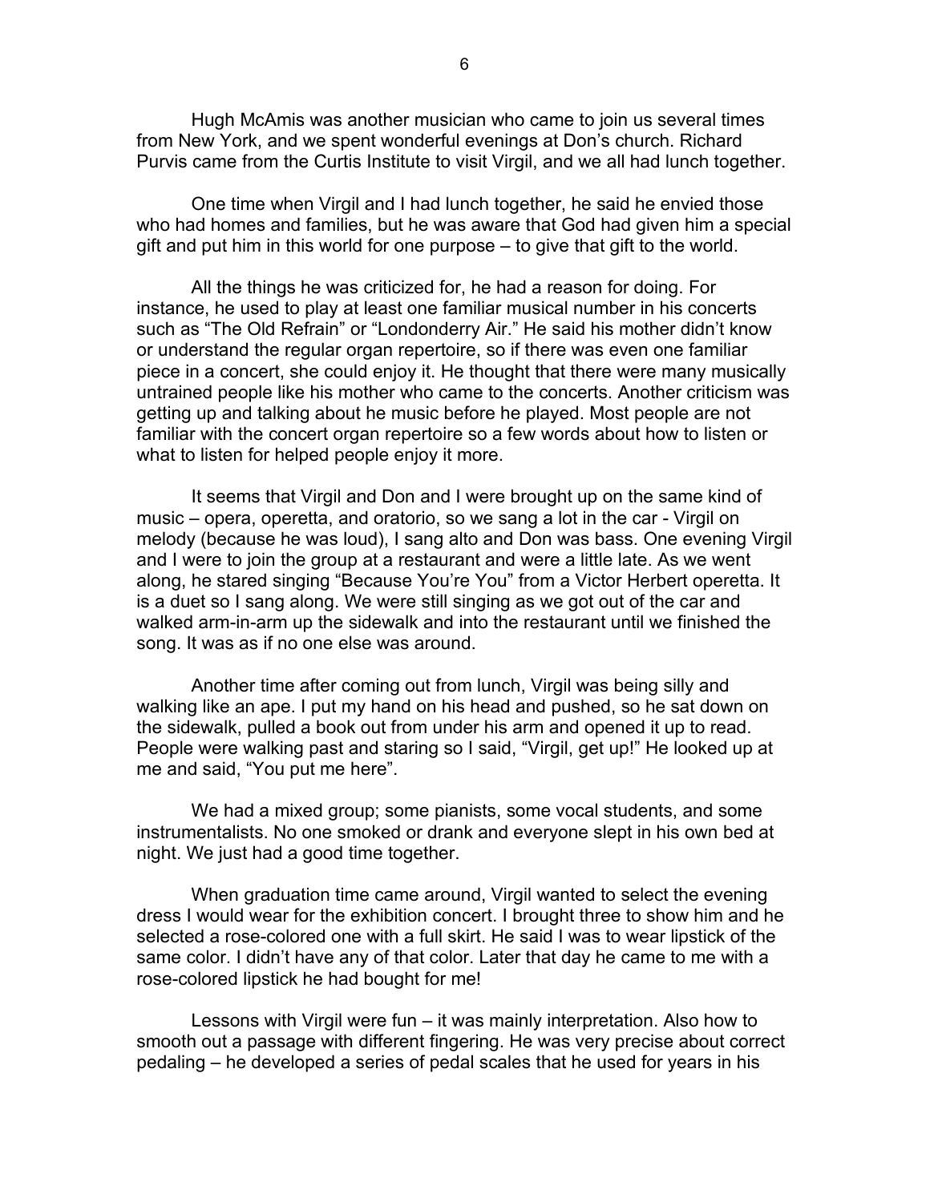Hugh McAmis was another musician who came to join us several times from New York, and we spent wonderful evenings at Don's church. Richard Purvis came from the Curtis Institute to visit Virgil, and we all had lunch together.

One time when Virgil and I had lunch together, he said he envied those who had homes and families, but he was aware that God had given him a special gift and put him in this world for one purpose – to give that gift to the world.

All the things he was criticized for, he had a reason for doing. For instance, he used to play at least one familiar musical number in his concerts such as "The Old Refrain" or "Londonderry Air." He said his mother didn't know or understand the regular organ repertoire, so if there was even one familiar piece in a concert, she could enjoy it. He thought that there were many musically untrained people like his mother who came to the concerts. Another criticism was getting up and talking about he music before he played. Most people are not familiar with the concert organ repertoire so a few words about how to listen or what to listen for helped people enjoy it more.

It seems that Virgil and Don and I were brought up on the same kind of music – opera, operetta, and oratorio, so we sang a lot in the car - Virgil on melody (because he was loud), I sang alto and Don was bass. One evening Virgil and I were to join the group at a restaurant and were a little late. As we went along, he stared singing "Because You're You" from a Victor Herbert operetta. It is a duet so I sang along. We were still singing as we got out of the car and walked arm-in-arm up the sidewalk and into the restaurant until we finished the song. It was as if no one else was around.

Another time after coming out from lunch, Virgil was being silly and walking like an ape. I put my hand on his head and pushed, so he sat down on the sidewalk, pulled a book out from under his arm and opened it up to read. People were walking past and staring so I said, "Virgil, get up!" He looked up at me and said, "You put me here".

We had a mixed group; some pianists, some vocal students, and some instrumentalists. No one smoked or drank and everyone slept in his own bed at night. We just had a good time together.

When graduation time came around, Virgil wanted to select the evening dress I would wear for the exhibition concert. I brought three to show him and he selected a rose-colored one with a full skirt. He said I was to wear lipstick of the same color. I didn't have any of that color. Later that day he came to me with a rose-colored lipstick he had bought for me!

Lessons with Virgil were fun – it was mainly interpretation. Also how to smooth out a passage with different fingering. He was very precise about correct pedaling – he developed a series of pedal scales that he used for years in his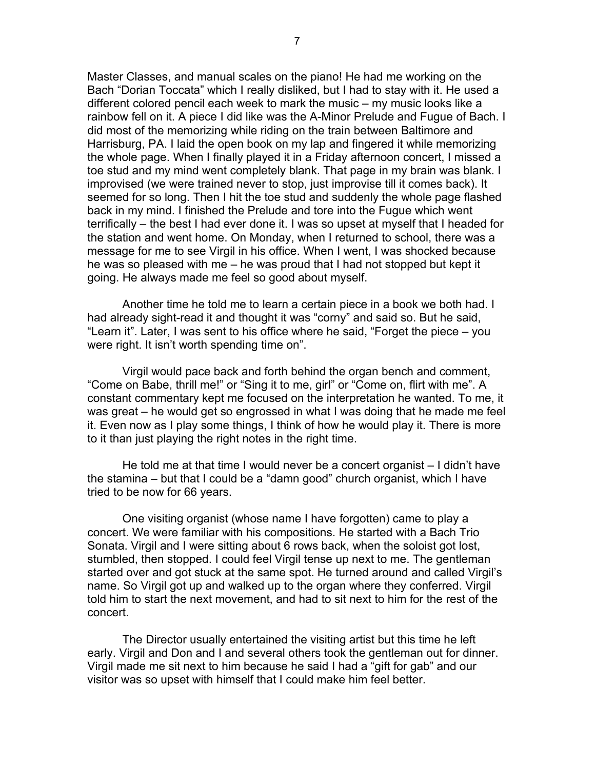Master Classes, and manual scales on the piano! He had me working on the Bach "Dorian Toccata" which I really disliked, but I had to stay with it. He used a different colored pencil each week to mark the music – my music looks like a rainbow fell on it. A piece I did like was the A-Minor Prelude and Fugue of Bach. I did most of the memorizing while riding on the train between Baltimore and Harrisburg, PA. I laid the open book on my lap and fingered it while memorizing the whole page. When I finally played it in a Friday afternoon concert, I missed a toe stud and my mind went completely blank. That page in my brain was blank. I improvised (we were trained never to stop, just improvise till it comes back). It seemed for so long. Then I hit the toe stud and suddenly the whole page flashed back in my mind. I finished the Prelude and tore into the Fugue which went terrifically – the best I had ever done it. I was so upset at myself that I headed for the station and went home. On Monday, when I returned to school, there was a message for me to see Virgil in his office. When I went, I was shocked because he was so pleased with me – he was proud that I had not stopped but kept it going. He always made me feel so good about myself.

Another time he told me to learn a certain piece in a book we both had. I had already sight-read it and thought it was "corny" and said so. But he said, "Learn it". Later, I was sent to his office where he said, "Forget the piece – you were right. It isn't worth spending time on".

Virgil would pace back and forth behind the organ bench and comment, "Come on Babe, thrill me!" or "Sing it to me, girl" or "Come on, flirt with me". A constant commentary kept me focused on the interpretation he wanted. To me, it was great – he would get so engrossed in what I was doing that he made me feel it. Even now as I play some things, I think of how he would play it. There is more to it than just playing the right notes in the right time.

He told me at that time I would never be a concert organist – I didn't have the stamina – but that I could be a "damn good" church organist, which I have tried to be now for 66 years.

One visiting organist (whose name I have forgotten) came to play a concert. We were familiar with his compositions. He started with a Bach Trio Sonata. Virgil and I were sitting about 6 rows back, when the soloist got lost, stumbled, then stopped. I could feel Virgil tense up next to me. The gentleman started over and got stuck at the same spot. He turned around and called Virgil's name. So Virgil got up and walked up to the organ where they conferred. Virgil told him to start the next movement, and had to sit next to him for the rest of the concert.

The Director usually entertained the visiting artist but this time he left early. Virgil and Don and I and several others took the gentleman out for dinner. Virgil made me sit next to him because he said I had a "gift for gab" and our visitor was so upset with himself that I could make him feel better.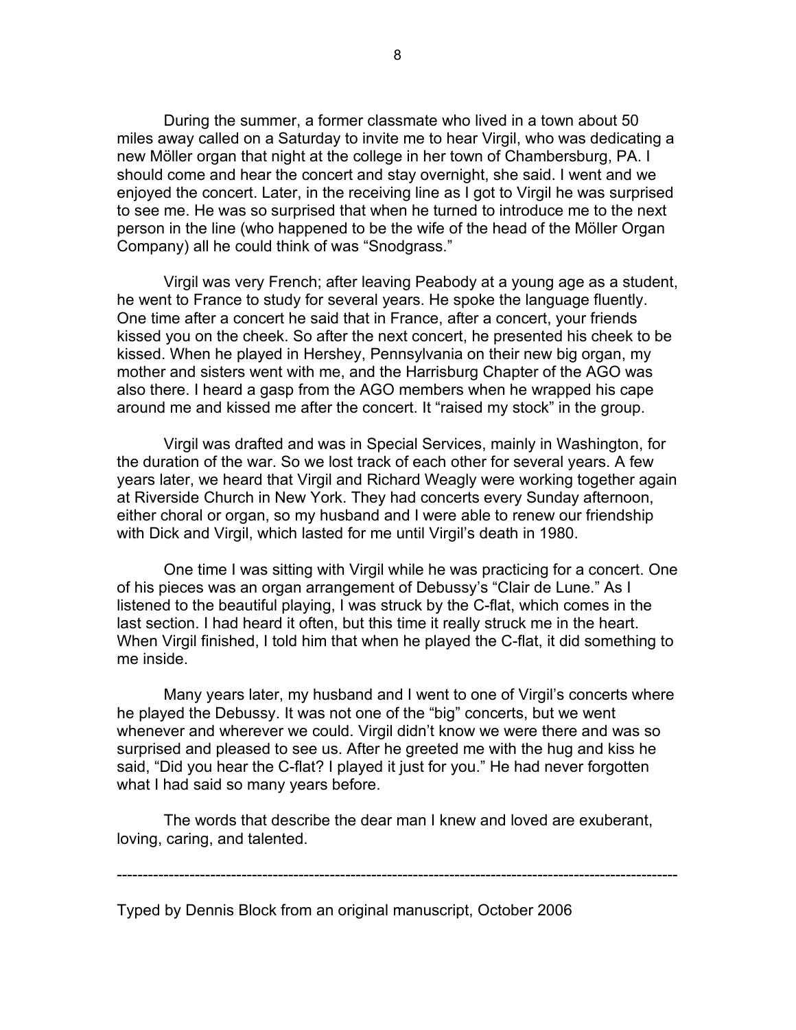During the summer, a former classmate who lived in a town about 50 miles away called on a Saturday to invite me to hear Virgil, who was dedicating a new Möller organ that night at the college in her town of Chambersburg, PA. I should come and hear the concert and stay overnight, she said. I went and we enjoyed the concert. Later, in the receiving line as I got to Virgil he was surprised to see me. He was so surprised that when he turned to introduce me to the next person in the line (who happened to be the wife of the head of the Möller Organ Company) all he could think of was "Snodgrass."

Virgil was very French; after leaving Peabody at a young age as a student, he went to France to study for several years. He spoke the language fluently. One time after a concert he said that in France, after a concert, your friends kissed you on the cheek. So after the next concert, he presented his cheek to be kissed. When he played in Hershey, Pennsylvania on their new big organ, my mother and sisters went with me, and the Harrisburg Chapter of the AGO was also there. I heard a gasp from the AGO members when he wrapped his cape around me and kissed me after the concert. It "raised my stock" in the group.

Virgil was drafted and was in Special Services, mainly in Washington, for the duration of the war. So we lost track of each other for several years. A few years later, we heard that Virgil and Richard Weagly were working together again at Riverside Church in New York. They had concerts every Sunday afternoon, either choral or organ, so my husband and I were able to renew our friendship with Dick and Virgil, which lasted for me until Virgil's death in 1980.

One time I was sitting with Virgil while he was practicing for a concert. One of his pieces was an organ arrangement of Debussy's "Clair de Lune." As I listened to the beautiful playing, I was struck by the C-flat, which comes in the last section. I had heard it often, but this time it really struck me in the heart. When Virgil finished, I told him that when he played the C-flat, it did something to me inside.

Many years later, my husband and I went to one of Virgil's concerts where he played the Debussy. It was not one of the "big" concerts, but we went whenever and wherever we could. Virgil didn't know we were there and was so surprised and pleased to see us. After he greeted me with the hug and kiss he said, "Did you hear the C-flat? I played it just for you." He had never forgotten what I had said so many years before.

The words that describe the dear man I knew and loved are exuberant, loving, caring, and talented.

---

Typed by Dennis Block from an original manuscript, October 2006